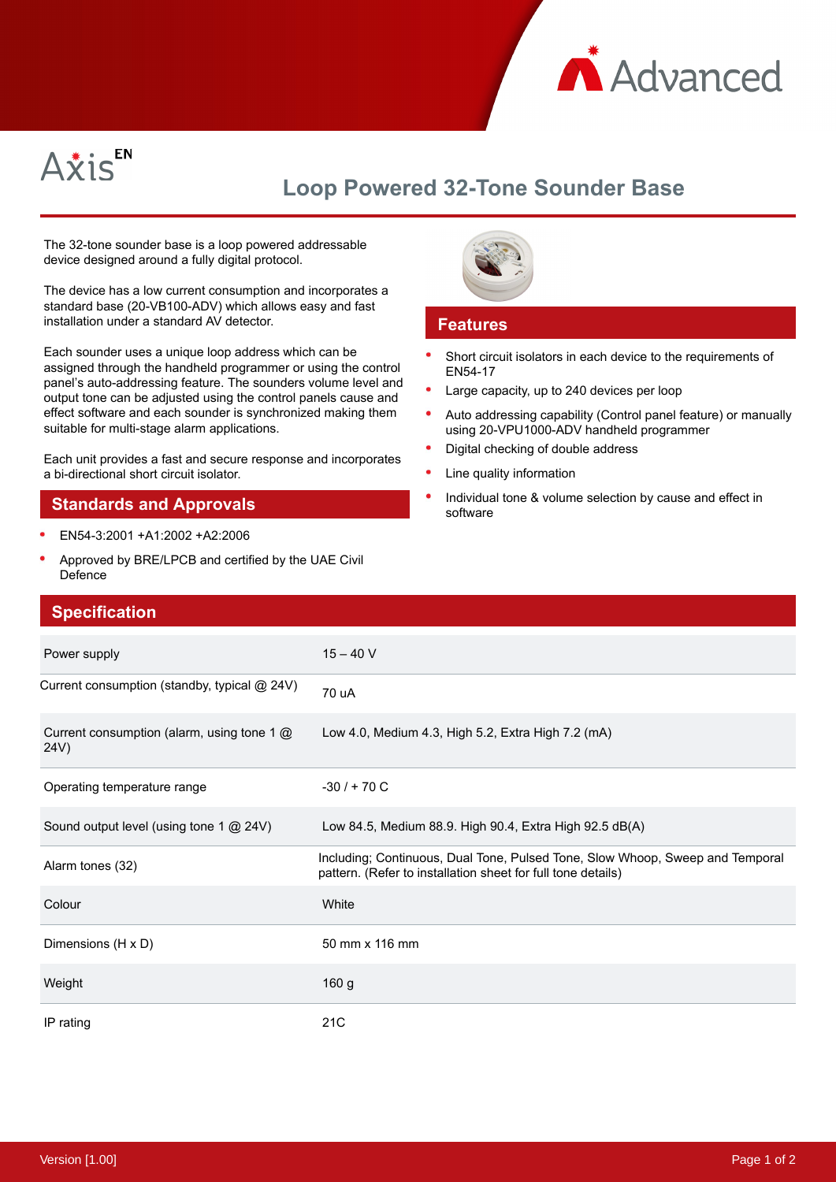Advanced

Axis EN

# Loop Powered 32-Tone Sounder Base

The 32-tone sounder base is a loop powered addressable device designed around a fully digital protocol.

The device has a low current consumption and incorporates a standard base (20-VB100-ADV) which allows easy and fast installation under a standard AV detector.

Each sounder uses a unique loop address which can be assigned through the handheld programmer or using the control panel's auto-addressing feature. The sounders volume level and output tone can be adjusted using the control panels cause and effect software and each sounder is synchronized making them suitable for multi-stage alarm applications.

Each unit provides a fast and secure response and incorporates a bi-directional short circuit isolator.

## Standards and Approvals

- EN54-3:2001 +A1:2002 +A2:2006
- Approved by BRE/LPCB and certified by the UAE Civil Defence

## Features

- Short circuit isolators in each device to the requirements of EN54-17
- Large capacity, up to 240 devices per loop
- Auto addressing capability (Control panel feature) or manually using 20-VPU1000-ADV handheld programmer
- Digital checking of double address
- Line quality information
- Individual tone & volume selection by cause and effect in software

## Specification

| | |
|---|---|
| Power supply | 15 – 40 V |
| Current consumption (standby, typical @ 24V) | 70 uA |
| Current consumption (alarm, using tone 1 @ 24V) | Low 4.0, Medium 4.3, High 5.2, Extra High 7.2 (mA) |
| Operating temperature range | -30 / + 70 C |
| Sound output level (using tone 1 @ 24V) | Low 84.5, Medium 88.9. High 90.4, Extra High 92.5 dB(A) |
| Alarm tones (32) | Including; Continuous, Dual Tone, Pulsed Tone, Slow Whoop, Sweep and Temporal pattern. (Refer to installation sheet for full tone details) |
| Colour | White |
| Dimensions (H x D) | 50 mm x 116 mm |
| Weight | 160 g |
| IP rating | 21C |

Version [1.00]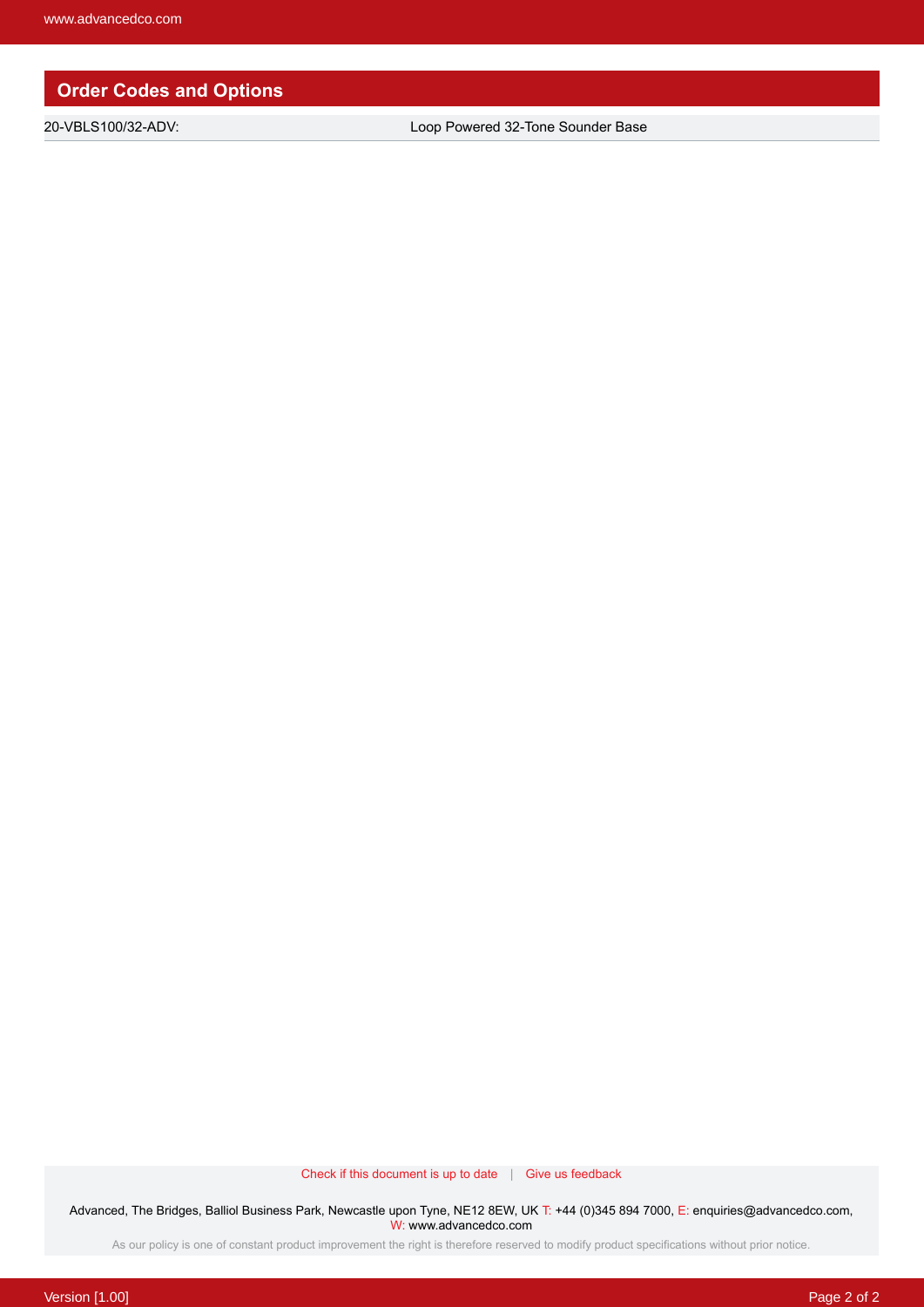## Order Codes and Options

| | |
|---|---|
| 20-VBLS100/32-ADV: | Loop Powered 32-Tone Sounder Base |

Check if this document is up to date | Give us feedback

Advanced, The Bridges, Balliol Business Park, Newcastle upon Tyne, NE12 8EW, UK T: +44 (0)345 894 7000, E: enquiries@advancedco.com, W: www.advancedco.com

As our policy is one of constant product improvement the right is therefore reserved to modify product specifications without prior notice.

Version [1.00]